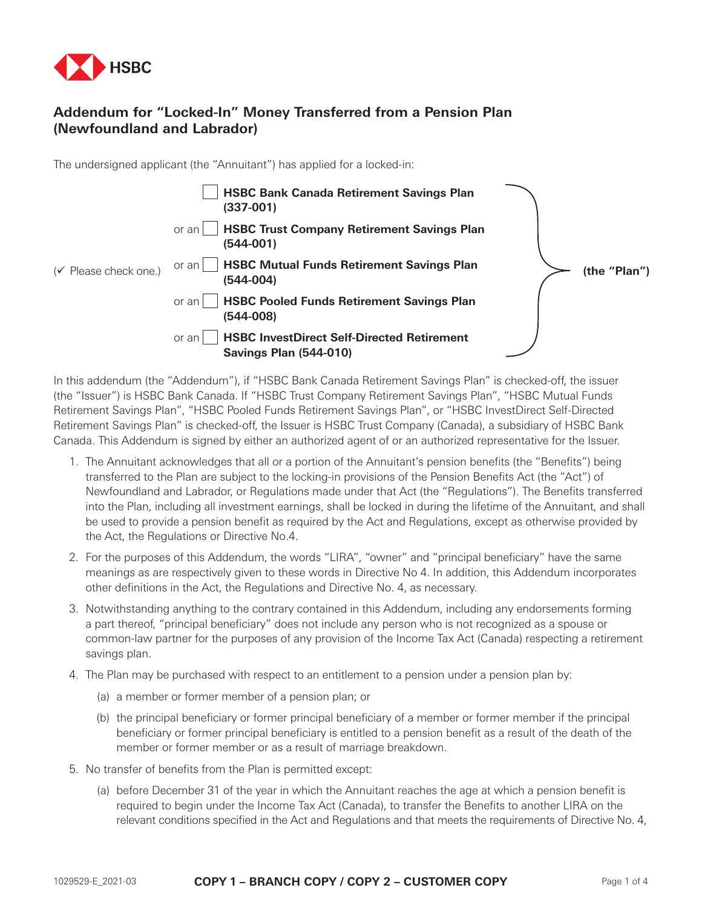HSBC

# Addendum for "Locked-In" Money Transferred from a Pension Plan (Newfoundland and Labrador)

The undersigned applicant (the "Annuitant") has applied for a locked-in:

(✓ Please check one.)

- ☐ **HSBC Bank Canada Retirement Savings Plan (337-001)**
- or an ☐ **HSBC Trust Company Retirement Savings Plan (544-001)**
- or an ☐ **HSBC Mutual Funds Retirement Savings Plan (544-004)**
- or an ☐ **HSBC Pooled Funds Retirement Savings Plan (544-008)**
- or an ☐ **HSBC InvestDirect Self-Directed Retirement Savings Plan (544-010)**

**(the "Plan")**

In this addendum (the "Addendum"), if "HSBC Bank Canada Retirement Savings Plan" is checked-off, the issuer (the "Issuer") is HSBC Bank Canada. If "HSBC Trust Company Retirement Savings Plan", "HSBC Mutual Funds Retirement Savings Plan", "HSBC Pooled Funds Retirement Savings Plan", or "HSBC InvestDirect Self-Directed Retirement Savings Plan" is checked-off, the Issuer is HSBC Trust Company (Canada), a subsidiary of HSBC Bank Canada. This Addendum is signed by either an authorized agent of or an authorized representative for the Issuer.

1. The Annuitant acknowledges that all or a portion of the Annuitant's pension benefits (the "Benefits") being transferred to the Plan are subject to the locking-in provisions of the Pension Benefits Act (the "Act") of Newfoundland and Labrador, or Regulations made under that Act (the "Regulations"). The Benefits transferred into the Plan, including all investment earnings, shall be locked in during the lifetime of the Annuitant, and shall be used to provide a pension benefit as required by the Act and Regulations, except as otherwise provided by the Act, the Regulations or Directive No.4.

2. For the purposes of this Addendum, the words "LIRA", "owner" and "principal beneficiary" have the same meanings as are respectively given to these words in Directive No 4. In addition, this Addendum incorporates other definitions in the Act, the Regulations and Directive No. 4, as necessary.

3. Notwithstanding anything to the contrary contained in this Addendum, including any endorsements forming a part thereof, "principal beneficiary" does not include any person who is not recognized as a spouse or common-law partner for the purposes of any provision of the Income Tax Act (Canada) respecting a retirement savings plan.

4. The Plan may be purchased with respect to an entitlement to a pension under a pension plan by:

   (a) a member or former member of a pension plan; or

   (b) the principal beneficiary or former principal beneficiary of a member or former member if the principal beneficiary or former principal beneficiary is entitled to a pension benefit as a result of the death of the member or former member or as a result of marriage breakdown.

5. No transfer of benefits from the Plan is permitted except:

   (a) before December 31 of the year in which the Annuitant reaches the age at which a pension benefit is required to begin under the Income Tax Act (Canada), to transfer the Benefits to another LIRA on the relevant conditions specified in the Act and Regulations and that meets the requirements of Directive No. 4,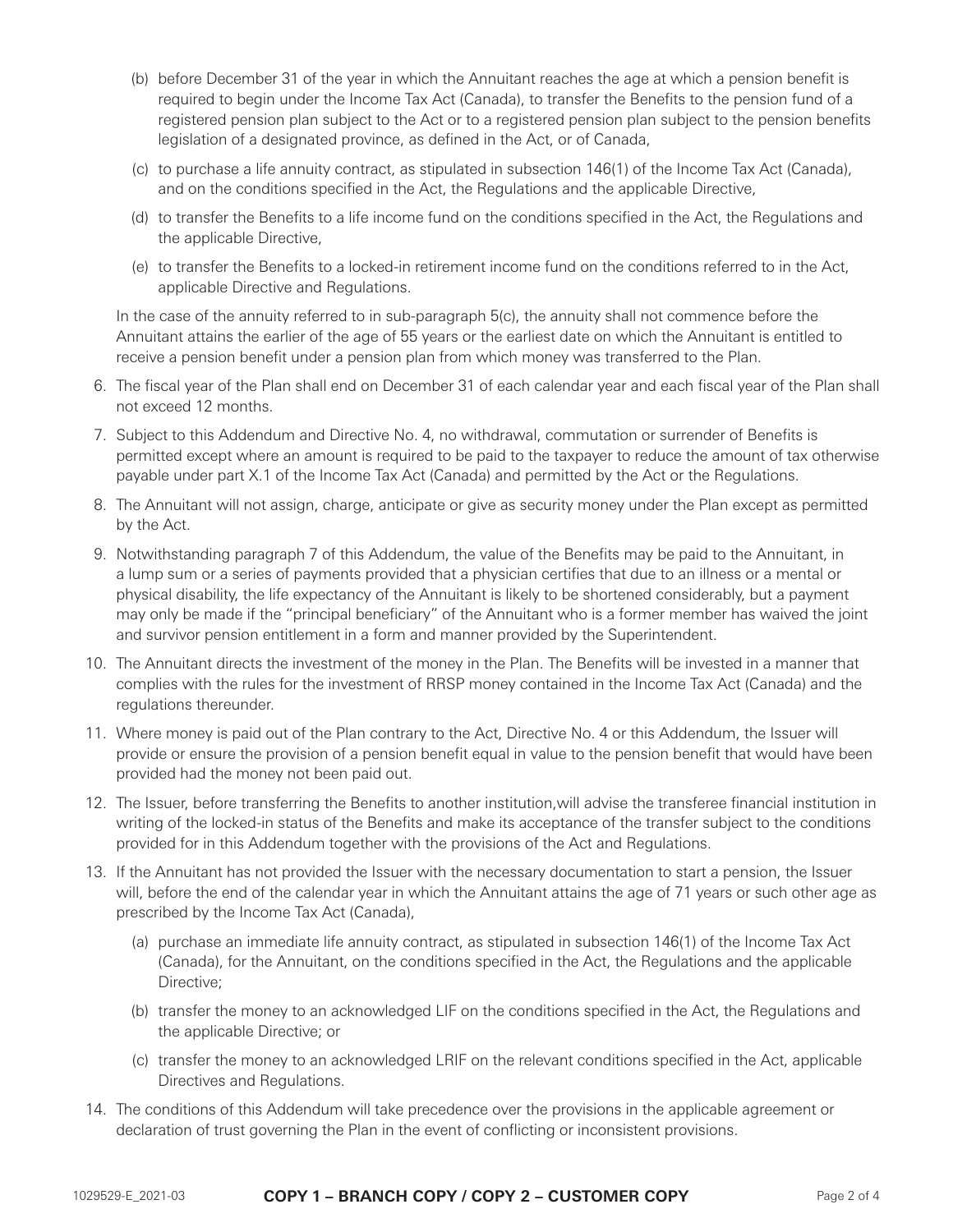(b) before December 31 of the year in which the Annuitant reaches the age at which a pension benefit is required to begin under the Income Tax Act (Canada), to transfer the Benefits to the pension fund of a registered pension plan subject to the Act or to a registered pension plan subject to the pension benefits legislation of a designated province, as defined in the Act, or of Canada,

(c) to purchase a life annuity contract, as stipulated in subsection 146(1) of the Income Tax Act (Canada), and on the conditions specified in the Act, the Regulations and the applicable Directive,

(d) to transfer the Benefits to a life income fund on the conditions specified in the Act, the Regulations and the applicable Directive,

(e) to transfer the Benefits to a locked-in retirement income fund on the conditions referred to in the Act, applicable Directive and Regulations.

In the case of the annuity referred to in sub-paragraph 5(c), the annuity shall not commence before the Annuitant attains the earlier of the age of 55 years or the earliest date on which the Annuitant is entitled to receive a pension benefit under a pension plan from which money was transferred to the Plan.

6. The fiscal year of the Plan shall end on December 31 of each calendar year and each fiscal year of the Plan shall not exceed 12 months.

7. Subject to this Addendum and Directive No. 4, no withdrawal, commutation or surrender of Benefits is permitted except where an amount is required to be paid to the taxpayer to reduce the amount of tax otherwise payable under part X.1 of the Income Tax Act (Canada) and permitted by the Act or the Regulations.

8. The Annuitant will not assign, charge, anticipate or give as security money under the Plan except as permitted by the Act.

9. Notwithstanding paragraph 7 of this Addendum, the value of the Benefits may be paid to the Annuitant, in a lump sum or a series of payments provided that a physician certifies that due to an illness or a mental or physical disability, the life expectancy of the Annuitant is likely to be shortened considerably, but a payment may only be made if the "principal beneficiary" of the Annuitant who is a former member has waived the joint and survivor pension entitlement in a form and manner provided by the Superintendent.

10. The Annuitant directs the investment of the money in the Plan. The Benefits will be invested in a manner that complies with the rules for the investment of RRSP money contained in the Income Tax Act (Canada) and the regulations thereunder.

11. Where money is paid out of the Plan contrary to the Act, Directive No. 4 or this Addendum, the Issuer will provide or ensure the provision of a pension benefit equal in value to the pension benefit that would have been provided had the money not been paid out.

12. The Issuer, before transferring the Benefits to another institution,will advise the transferee financial institution in writing of the locked-in status of the Benefits and make its acceptance of the transfer subject to the conditions provided for in this Addendum together with the provisions of the Act and Regulations.

13. If the Annuitant has not provided the Issuer with the necessary documentation to start a pension, the Issuer will, before the end of the calendar year in which the Annuitant attains the age of 71 years or such other age as prescribed by the Income Tax Act (Canada),

    (a) purchase an immediate life annuity contract, as stipulated in subsection 146(1) of the Income Tax Act (Canada), for the Annuitant, on the conditions specified in the Act, the Regulations and the applicable Directive;

    (b) transfer the money to an acknowledged LIF on the conditions specified in the Act, the Regulations and the applicable Directive; or

    (c) transfer the money to an acknowledged LRIF on the relevant conditions specified in the Act, applicable Directives and Regulations.

14. The conditions of this Addendum will take precedence over the provisions in the applicable agreement or declaration of trust governing the Plan in the event of conflicting or inconsistent provisions.

1029529-E_2021-03 **COPY 1 – BRANCH COPY / COPY 2 – CUSTOMER COPY**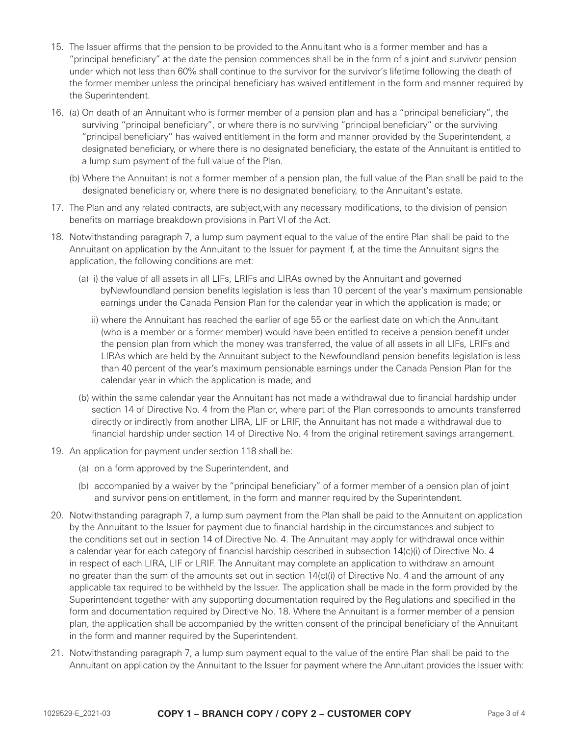15. The Issuer affirms that the pension to be provided to the Annuitant who is a former member and has a "principal beneficiary" at the date the pension commences shall be in the form of a joint and survivor pension under which not less than 60% shall continue to the survivor for the survivor's lifetime following the death of the former member unless the principal beneficiary has waived entitlement in the form and manner required by the Superintendent.

16. (a) On death of an Annuitant who is former member of a pension plan and has a "principal beneficiary", the surviving "principal beneficiary", or where there is no surviving "principal beneficiary" or the surviving "principal beneficiary" has waived entitlement in the form and manner provided by the Superintendent, a designated beneficiary, or where there is no designated beneficiary, the estate of the Annuitant is entitled to a lump sum payment of the full value of the Plan.

    (b) Where the Annuitant is not a former member of a pension plan, the full value of the Plan shall be paid to the designated beneficiary or, where there is no designated beneficiary, to the Annuitant's estate.

17. The Plan and any related contracts, are subject,with any necessary modifications, to the division of pension benefits on marriage breakdown provisions in Part VI of the Act.

18. Notwithstanding paragraph 7, a lump sum payment equal to the value of the entire Plan shall be paid to the Annuitant on application by the Annuitant to the Issuer for payment if, at the time the Annuitant signs the application, the following conditions are met:

    (a) i) the value of all assets in all LIFs, LRIFs and LIRAs owned by the Annuitant and governed byNewfoundland pension benefits legislation is less than 10 percent of the year's maximum pensionable earnings under the Canada Pension Plan for the calendar year in which the application is made; or

    ii) where the Annuitant has reached the earlier of age 55 or the earliest date on which the Annuitant (who is a member or a former member) would have been entitled to receive a pension benefit under the pension plan from which the money was transferred, the value of all assets in all LIFs, LRIFs and LIRAs which are held by the Annuitant subject to the Newfoundland pension benefits legislation is less than 40 percent of the year's maximum pensionable earnings under the Canada Pension Plan for the calendar year in which the application is made; and

    (b) within the same calendar year the Annuitant has not made a withdrawal due to financial hardship under section 14 of Directive No. 4 from the Plan or, where part of the Plan corresponds to amounts transferred directly or indirectly from another LIRA, LIF or LRIF, the Annuitant has not made a withdrawal due to financial hardship under section 14 of Directive No. 4 from the original retirement savings arrangement.

19. An application for payment under section 118 shall be:

    (a) on a form approved by the Superintendent, and

    (b) accompanied by a waiver by the "principal beneficiary" of a former member of a pension plan of joint and survivor pension entitlement, in the form and manner required by the Superintendent.

20. Notwithstanding paragraph 7, a lump sum payment from the Plan shall be paid to the Annuitant on application by the Annuitant to the Issuer for payment due to financial hardship in the circumstances and subject to the conditions set out in section 14 of Directive No. 4. The Annuitant may apply for withdrawal once within a calendar year for each category of financial hardship described in subsection 14(c)(i) of Directive No. 4 in respect of each LIRA, LIF or LRIF. The Annuitant may complete an application to withdraw an amount no greater than the sum of the amounts set out in section 14(c)(i) of Directive No. 4 and the amount of any applicable tax required to be withheld by the Issuer. The application shall be made in the form provided by the Superintendent together with any supporting documentation required by the Regulations and specified in the form and documentation required by Directive No. 18. Where the Annuitant is a former member of a pension plan, the application shall be accompanied by the written consent of the principal beneficiary of the Annuitant in the form and manner required by the Superintendent.

21. Notwithstanding paragraph 7, a lump sum payment equal to the value of the entire Plan shall be paid to the Annuitant on application by the Annuitant to the Issuer for payment where the Annuitant provides the Issuer with: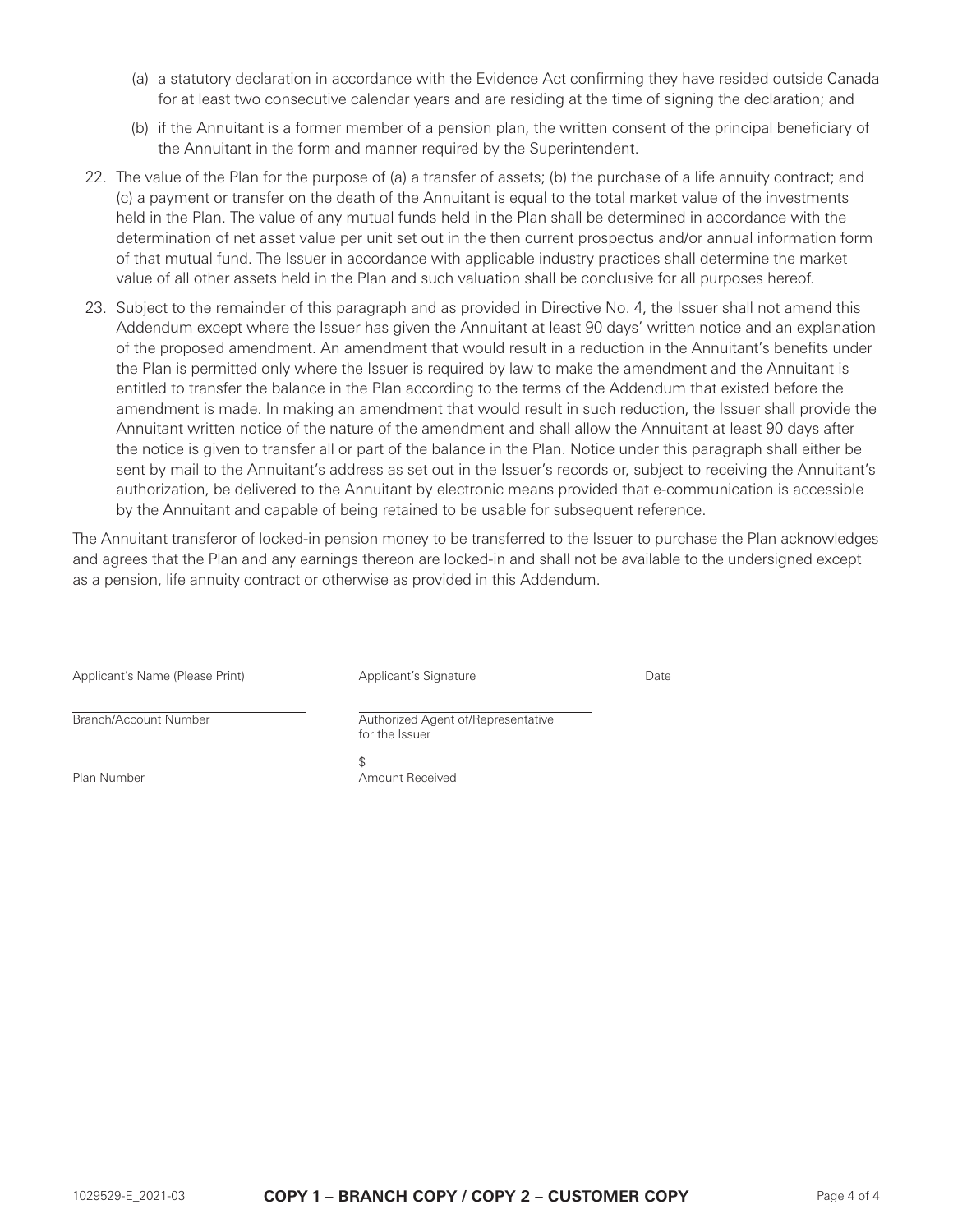(a) a statutory declaration in accordance with the Evidence Act confirming they have resided outside Canada for at least two consecutive calendar years and are residing at the time of signing the declaration; and

(b) if the Annuitant is a former member of a pension plan, the written consent of the principal beneficiary of the Annuitant in the form and manner required by the Superintendent.

22. The value of the Plan for the purpose of (a) a transfer of assets; (b) the purchase of a life annuity contract; and (c) a payment or transfer on the death of the Annuitant is equal to the total market value of the investments held in the Plan. The value of any mutual funds held in the Plan shall be determined in accordance with the determination of net asset value per unit set out in the then current prospectus and/or annual information form of that mutual fund. The Issuer in accordance with applicable industry practices shall determine the market value of all other assets held in the Plan and such valuation shall be conclusive for all purposes hereof.

23. Subject to the remainder of this paragraph and as provided in Directive No. 4, the Issuer shall not amend this Addendum except where the Issuer has given the Annuitant at least 90 days' written notice and an explanation of the proposed amendment. An amendment that would result in a reduction in the Annuitant's benefits under the Plan is permitted only where the Issuer is required by law to make the amendment and the Annuitant is entitled to transfer the balance in the Plan according to the terms of the Addendum that existed before the amendment is made. In making an amendment that would result in such reduction, the Issuer shall provide the Annuitant written notice of the nature of the amendment and shall allow the Annuitant at least 90 days after the notice is given to transfer all or part of the balance in the Plan. Notice under this paragraph shall either be sent by mail to the Annuitant's address as set out in the Issuer's records or, subject to receiving the Annuitant's authorization, be delivered to the Annuitant by electronic means provided that e-communication is accessible by the Annuitant and capable of being retained to be usable for subsequent reference.

The Annuitant transferor of locked-in pension money to be transferred to the Issuer to purchase the Plan acknowledges and agrees that the Plan and any earnings thereon are locked-in and shall not be available to the undersigned except as a pension, life annuity contract or otherwise as provided in this Addendum.

| | | |
|---|---|---|
| Applicant's Name (Please Print) | Applicant's Signature | Date |
| Branch/Account Number | Authorized Agent of/Representative for the Issuer | |
| Plan Number | $ Amount Received | |

1029529-E_2021-03

**COPY 1 – BRANCH COPY / COPY 2 – CUSTOMER COPY**